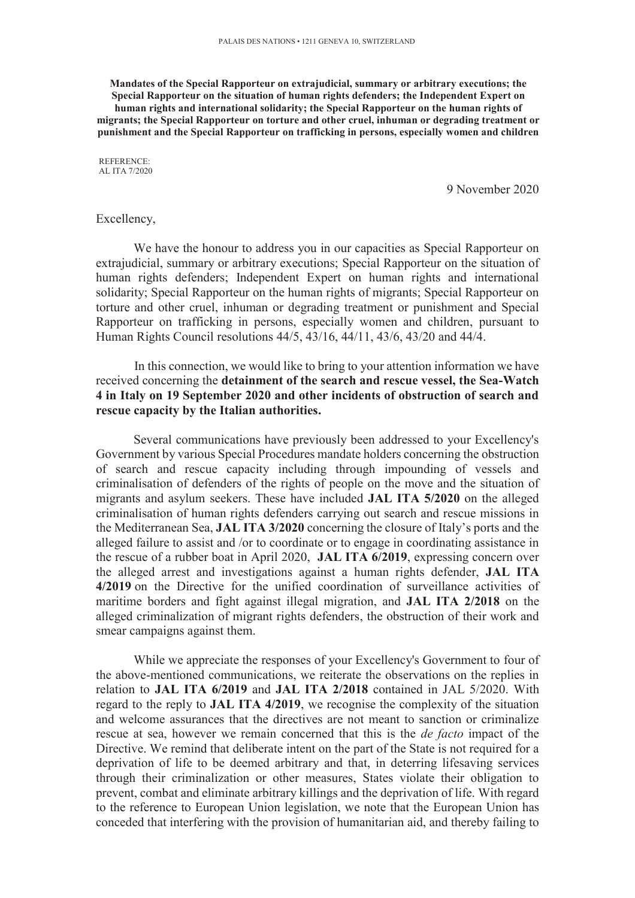PALAIS DES NATIONS • 1211 GENEVA 10, SWITZERLAND

**Mandates of the Special Rapporteur on extrajudicial, summary or arbitrary executions; the Special Rapporteur on the situation of human rights defenders; the Independent Expert on human rights and international solidarity; the Special Rapporteur on the human rights of migrants; the Special Rapporteur on torture and other cruel, inhuman or degrading treatment or punishment and the Special Rapporteur on trafficking in persons, especially women and children**

REFERENCE:
AL ITA 7/2020

9 November 2020

Excellency,

We have the honour to address you in our capacities as Special Rapporteur on extrajudicial, summary or arbitrary executions; Special Rapporteur on the situation of human rights defenders; Independent Expert on human rights and international solidarity; Special Rapporteur on the human rights of migrants; Special Rapporteur on torture and other cruel, inhuman or degrading treatment or punishment and Special Rapporteur on trafficking in persons, especially women and children, pursuant to Human Rights Council resolutions 44/5, 43/16, 44/11, 43/6, 43/20 and 44/4.

In this connection, we would like to bring to your attention information we have received concerning the **detainment of the search and rescue vessel, the Sea-Watch 4 in Italy on 19 September 2020 and other incidents of obstruction of search and rescue capacity by the Italian authorities.**

Several communications have previously been addressed to your Excellency's Government by various Special Procedures mandate holders concerning the obstruction of search and rescue capacity including through impounding of vessels and criminalisation of defenders of the rights of people on the move and the situation of migrants and asylum seekers. These have included **JAL ITA 5/2020** on the alleged criminalisation of human rights defenders carrying out search and rescue missions in the Mediterranean Sea, **JAL ITA 3/2020** concerning the closure of Italy's ports and the alleged failure to assist and /or to coordinate or to engage in coordinating assistance in the rescue of a rubber boat in April 2020, **JAL ITA 6/2019**, expressing concern over the alleged arrest and investigations against a human rights defender, **JAL ITA 4/2019** on the Directive for the unified coordination of surveillance activities of maritime borders and fight against illegal migration, and **JAL ITA 2/2018** on the alleged criminalization of migrant rights defenders, the obstruction of their work and smear campaigns against them.

While we appreciate the responses of your Excellency's Government to four of the above-mentioned communications, we reiterate the observations on the replies in relation to **JAL ITA 6/2019** and **JAL ITA 2/2018** contained in JAL 5/2020. With regard to the reply to **JAL ITA 4/2019**, we recognise the complexity of the situation and welcome assurances that the directives are not meant to sanction or criminalize rescue at sea, however we remain concerned that this is the *de facto* impact of the Directive. We remind that deliberate intent on the part of the State is not required for a deprivation of life to be deemed arbitrary and that, in deterring lifesaving services through their criminalization or other measures, States violate their obligation to prevent, combat and eliminate arbitrary killings and the deprivation of life. With regard to the reference to European Union legislation, we note that the European Union has conceded that interfering with the provision of humanitarian aid, and thereby failing to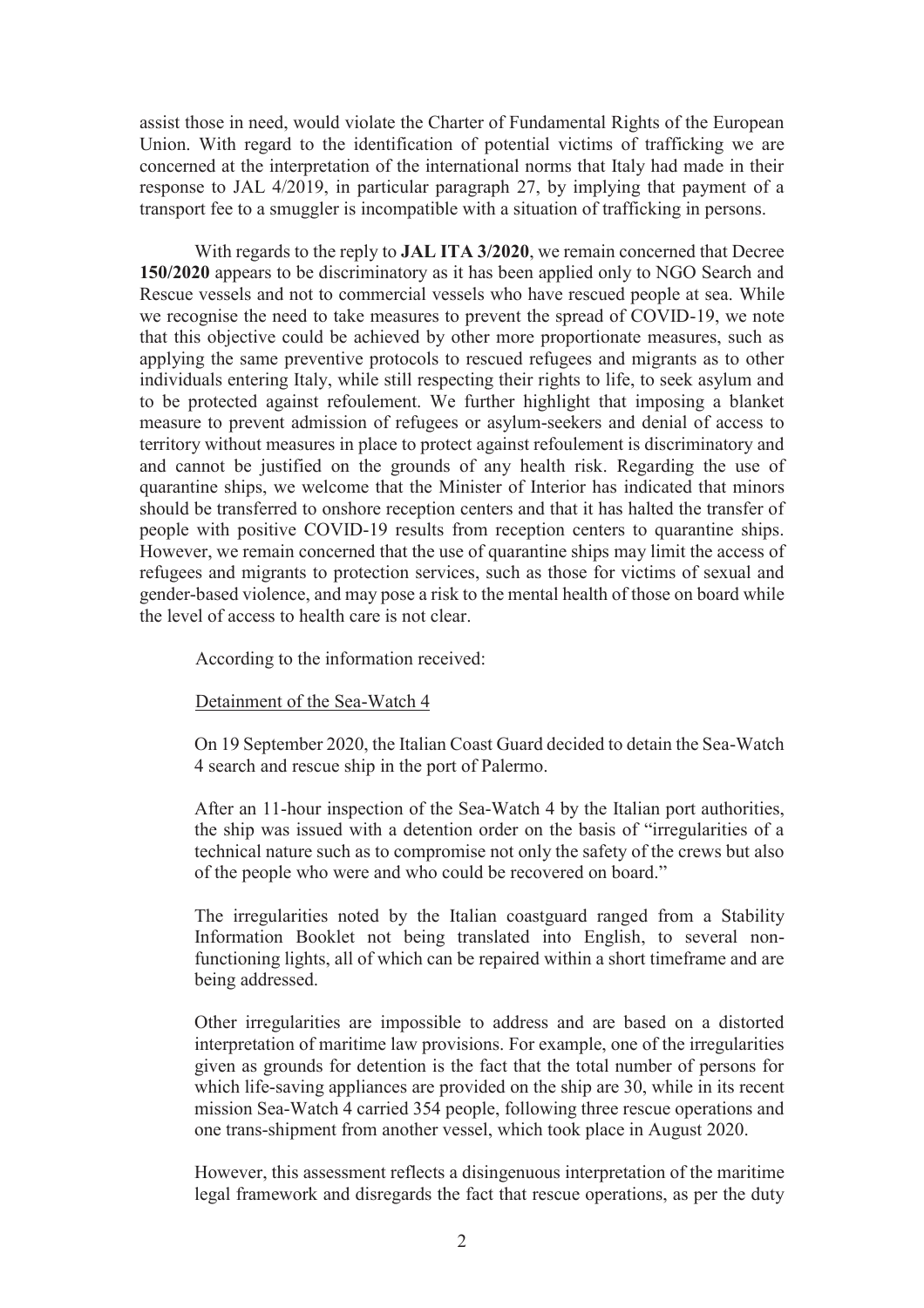assist those in need, would violate the Charter of Fundamental Rights of the European Union. With regard to the identification of potential victims of trafficking we are concerned at the interpretation of the international norms that Italy had made in their response to JAL 4/2019, in particular paragraph 27, by implying that payment of a transport fee to a smuggler is incompatible with a situation of trafficking in persons.

With regards to the reply to **JAL ITA 3/2020**, we remain concerned that Decree **150/2020** appears to be discriminatory as it has been applied only to NGO Search and Rescue vessels and not to commercial vessels who have rescued people at sea. While we recognise the need to take measures to prevent the spread of COVID-19, we note that this objective could be achieved by other more proportionate measures, such as applying the same preventive protocols to rescued refugees and migrants as to other individuals entering Italy, while still respecting their rights to life, to seek asylum and to be protected against refoulement. We further highlight that imposing a blanket measure to prevent admission of refugees or asylum-seekers and denial of access to territory without measures in place to protect against refoulement is discriminatory and and cannot be justified on the grounds of any health risk. Regarding the use of quarantine ships, we welcome that the Minister of Interior has indicated that minors should be transferred to onshore reception centers and that it has halted the transfer of people with positive COVID-19 results from reception centers to quarantine ships. However, we remain concerned that the use of quarantine ships may limit the access of refugees and migrants to protection services, such as those for victims of sexual and gender-based violence, and may pose a risk to the mental health of those on board while the level of access to health care is not clear.

According to the information received:

Detainment of the Sea-Watch 4

On 19 September 2020, the Italian Coast Guard decided to detain the Sea-Watch 4 search and rescue ship in the port of Palermo.

After an 11-hour inspection of the Sea-Watch 4 by the Italian port authorities, the ship was issued with a detention order on the basis of "irregularities of a technical nature such as to compromise not only the safety of the crews but also of the people who were and who could be recovered on board."

The irregularities noted by the Italian coastguard ranged from a Stability Information Booklet not being translated into English, to several non-functioning lights, all of which can be repaired within a short timeframe and are being addressed.

Other irregularities are impossible to address and are based on a distorted interpretation of maritime law provisions. For example, one of the irregularities given as grounds for detention is the fact that the total number of persons for which life-saving appliances are provided on the ship are 30, while in its recent mission Sea-Watch 4 carried 354 people, following three rescue operations and one trans-shipment from another vessel, which took place in August 2020.

However, this assessment reflects a disingenuous interpretation of the maritime legal framework and disregards the fact that rescue operations, as per the duty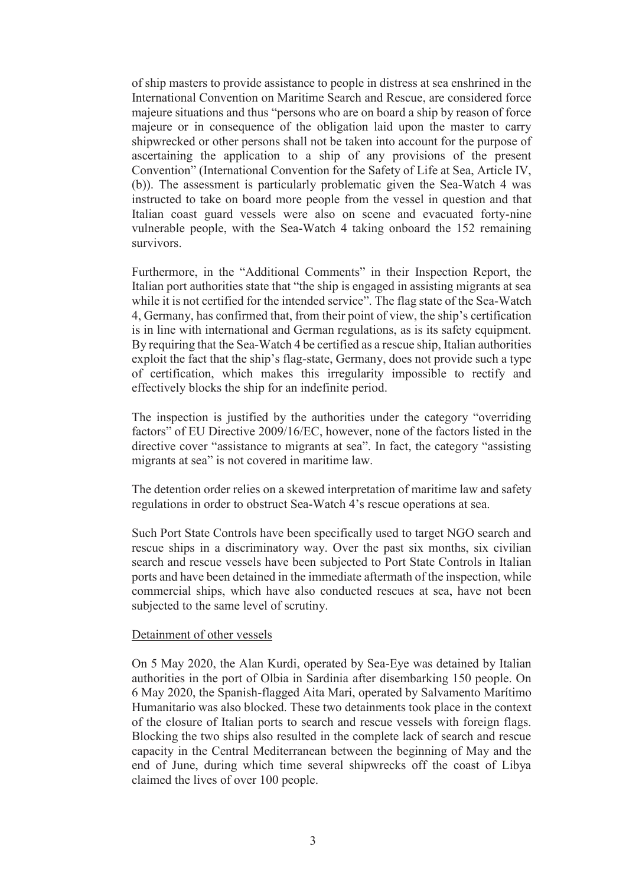of ship masters to provide assistance to people in distress at sea enshrined in the International Convention on Maritime Search and Rescue, are considered force majeure situations and thus "persons who are on board a ship by reason of force majeure or in consequence of the obligation laid upon the master to carry shipwrecked or other persons shall not be taken into account for the purpose of ascertaining the application to a ship of any provisions of the present Convention" (International Convention for the Safety of Life at Sea, Article IV, (b)). The assessment is particularly problematic given the Sea-Watch 4 was instructed to take on board more people from the vessel in question and that Italian coast guard vessels were also on scene and evacuated forty-nine vulnerable people, with the Sea-Watch 4 taking onboard the 152 remaining survivors.

Furthermore, in the "Additional Comments" in their Inspection Report, the Italian port authorities state that "the ship is engaged in assisting migrants at sea while it is not certified for the intended service". The flag state of the Sea-Watch 4, Germany, has confirmed that, from their point of view, the ship's certification is in line with international and German regulations, as is its safety equipment. By requiring that the Sea-Watch 4 be certified as a rescue ship, Italian authorities exploit the fact that the ship's flag-state, Germany, does not provide such a type of certification, which makes this irregularity impossible to rectify and effectively blocks the ship for an indefinite period.

The inspection is justified by the authorities under the category "overriding factors" of EU Directive 2009/16/EC, however, none of the factors listed in the directive cover "assistance to migrants at sea". In fact, the category "assisting migrants at sea" is not covered in maritime law.

The detention order relies on a skewed interpretation of maritime law and safety regulations in order to obstruct Sea-Watch 4's rescue operations at sea.

Such Port State Controls have been specifically used to target NGO search and rescue ships in a discriminatory way. Over the past six months, six civilian search and rescue vessels have been subjected to Port State Controls in Italian ports and have been detained in the immediate aftermath of the inspection, while commercial ships, which have also conducted rescues at sea, have not been subjected to the same level of scrutiny.

<u>Detainment of other vessels</u>

On 5 May 2020, the Alan Kurdi, operated by Sea-Eye was detained by Italian authorities in the port of Olbia in Sardinia after disembarking 150 people. On 6 May 2020, the Spanish-flagged Aita Mari, operated by Salvamento Marítimo Humanitario was also blocked. These two detainments took place in the context of the closure of Italian ports to search and rescue vessels with foreign flags. Blocking the two ships also resulted in the complete lack of search and rescue capacity in the Central Mediterranean between the beginning of May and the end of June, during which time several shipwrecks off the coast of Libya claimed the lives of over 100 people.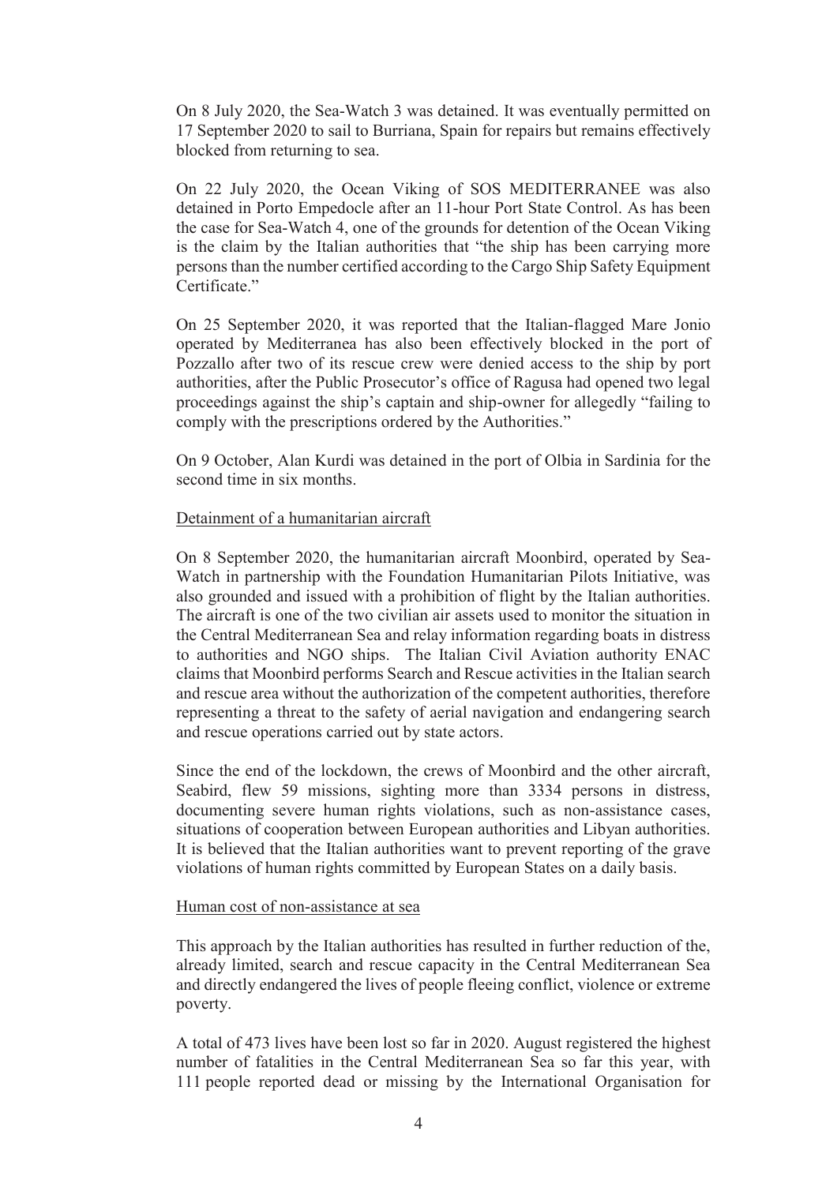On 8 July 2020, the Sea-Watch 3 was detained. It was eventually permitted on 17 September 2020 to sail to Burriana, Spain for repairs but remains effectively blocked from returning to sea.

On 22 July 2020, the Ocean Viking of SOS MEDITERRANEE was also detained in Porto Empedocle after an 11-hour Port State Control. As has been the case for Sea-Watch 4, one of the grounds for detention of the Ocean Viking is the claim by the Italian authorities that "the ship has been carrying more persons than the number certified according to the Cargo Ship Safety Equipment Certificate."

On 25 September 2020, it was reported that the Italian-flagged Mare Jonio operated by Mediterranea has also been effectively blocked in the port of Pozzallo after two of its rescue crew were denied access to the ship by port authorities, after the Public Prosecutor's office of Ragusa had opened two legal proceedings against the ship's captain and ship-owner for allegedly "failing to comply with the prescriptions ordered by the Authorities."

On 9 October, Alan Kurdi was detained in the port of Olbia in Sardinia for the second time in six months.

<u>Detainment of a humanitarian aircraft</u>

On 8 September 2020, the humanitarian aircraft Moonbird, operated by Sea-Watch in partnership with the Foundation Humanitarian Pilots Initiative, was also grounded and issued with a prohibition of flight by the Italian authorities. The aircraft is one of the two civilian air assets used to monitor the situation in the Central Mediterranean Sea and relay information regarding boats in distress to authorities and NGO ships. The Italian Civil Aviation authority ENAC claims that Moonbird performs Search and Rescue activities in the Italian search and rescue area without the authorization of the competent authorities, therefore representing a threat to the safety of aerial navigation and endangering search and rescue operations carried out by state actors.

Since the end of the lockdown, the crews of Moonbird and the other aircraft, Seabird, flew 59 missions, sighting more than 3334 persons in distress, documenting severe human rights violations, such as non-assistance cases, situations of cooperation between European authorities and Libyan authorities. It is believed that the Italian authorities want to prevent reporting of the grave violations of human rights committed by European States on a daily basis.

<u>Human cost of non-assistance at sea</u>

This approach by the Italian authorities has resulted in further reduction of the, already limited, search and rescue capacity in the Central Mediterranean Sea and directly endangered the lives of people fleeing conflict, violence or extreme poverty.

A total of 473 lives have been lost so far in 2020. August registered the highest number of fatalities in the Central Mediterranean Sea so far this year, with 111 people reported dead or missing by the International Organisation for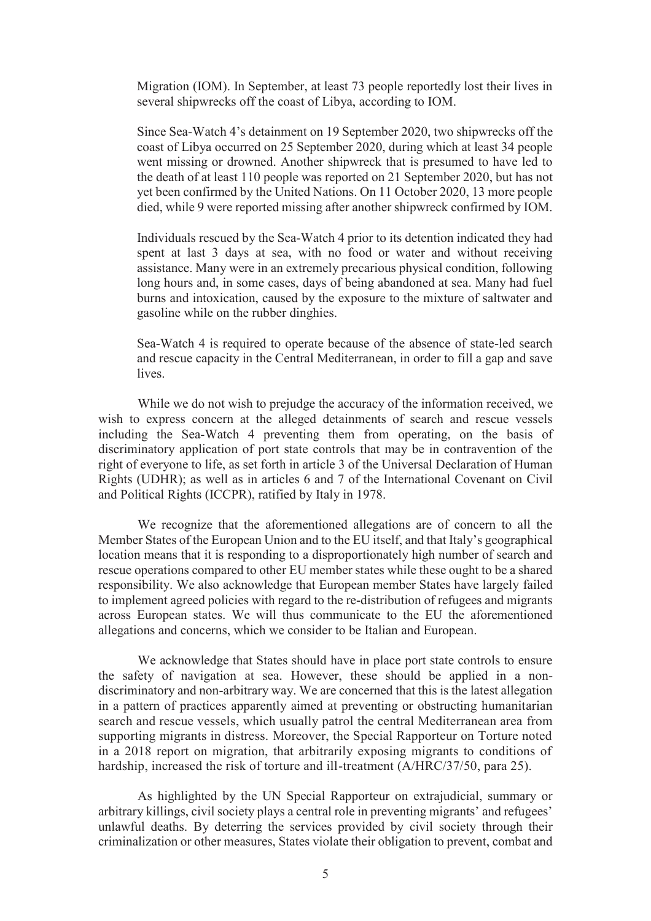Migration (IOM). In September, at least 73 people reportedly lost their lives in several shipwrecks off the coast of Libya, according to IOM.

Since Sea-Watch 4's detainment on 19 September 2020, two shipwrecks off the coast of Libya occurred on 25 September 2020, during which at least 34 people went missing or drowned. Another shipwreck that is presumed to have led to the death of at least 110 people was reported on 21 September 2020, but has not yet been confirmed by the United Nations. On 11 October 2020, 13 more people died, while 9 were reported missing after another shipwreck confirmed by IOM.

Individuals rescued by the Sea-Watch 4 prior to its detention indicated they had spent at last 3 days at sea, with no food or water and without receiving assistance. Many were in an extremely precarious physical condition, following long hours and, in some cases, days of being abandoned at sea. Many had fuel burns and intoxication, caused by the exposure to the mixture of saltwater and gasoline while on the rubber dinghies.

Sea-Watch 4 is required to operate because of the absence of state-led search and rescue capacity in the Central Mediterranean, in order to fill a gap and save lives.

While we do not wish to prejudge the accuracy of the information received, we wish to express concern at the alleged detainments of search and rescue vessels including the Sea-Watch 4 preventing them from operating, on the basis of discriminatory application of port state controls that may be in contravention of the right of everyone to life, as set forth in article 3 of the Universal Declaration of Human Rights (UDHR); as well as in articles 6 and 7 of the International Covenant on Civil and Political Rights (ICCPR), ratified by Italy in 1978.

We recognize that the aforementioned allegations are of concern to all the Member States of the European Union and to the EU itself, and that Italy's geographical location means that it is responding to a disproportionately high number of search and rescue operations compared to other EU member states while these ought to be a shared responsibility. We also acknowledge that European member States have largely failed to implement agreed policies with regard to the re-distribution of refugees and migrants across European states. We will thus communicate to the EU the aforementioned allegations and concerns, which we consider to be Italian and European.

We acknowledge that States should have in place port state controls to ensure the safety of navigation at sea. However, these should be applied in a non-discriminatory and non-arbitrary way. We are concerned that this is the latest allegation in a pattern of practices apparently aimed at preventing or obstructing humanitarian search and rescue vessels, which usually patrol the central Mediterranean area from supporting migrants in distress. Moreover, the Special Rapporteur on Torture noted in a 2018 report on migration, that arbitrarily exposing migrants to conditions of hardship, increased the risk of torture and ill-treatment (A/HRC/37/50, para 25).

As highlighted by the UN Special Rapporteur on extrajudicial, summary or arbitrary killings, civil society plays a central role in preventing migrants' and refugees' unlawful deaths. By deterring the services provided by civil society through their criminalization or other measures, States violate their obligation to prevent, combat and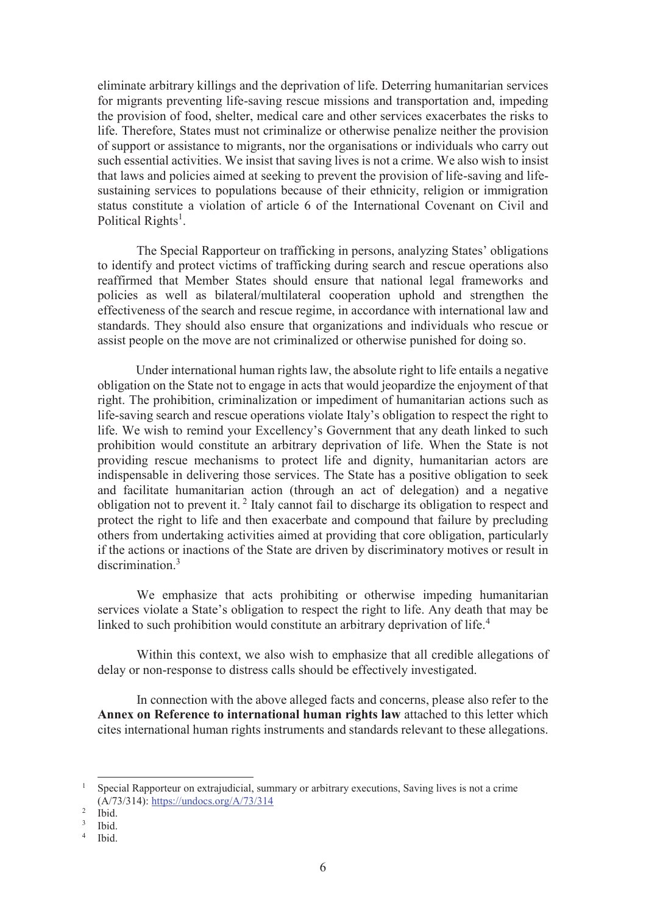eliminate arbitrary killings and the deprivation of life. Deterring humanitarian services for migrants preventing life-saving rescue missions and transportation and, impeding the provision of food, shelter, medical care and other services exacerbates the risks to life. Therefore, States must not criminalize or otherwise penalize neither the provision of support or assistance to migrants, nor the organisations or individuals who carry out such essential activities. We insist that saving lives is not a crime. We also wish to insist that laws and policies aimed at seeking to prevent the provision of life-saving and life-sustaining services to populations because of their ethnicity, religion or immigration status constitute a violation of article 6 of the International Covenant on Civil and Political Rights[1].

The Special Rapporteur on trafficking in persons, analyzing States' obligations to identify and protect victims of trafficking during search and rescue operations also reaffirmed that Member States should ensure that national legal frameworks and policies as well as bilateral/multilateral cooperation uphold and strengthen the effectiveness of the search and rescue regime, in accordance with international law and standards. They should also ensure that organizations and individuals who rescue or assist people on the move are not criminalized or otherwise punished for doing so.

Under international human rights law, the absolute right to life entails a negative obligation on the State not to engage in acts that would jeopardize the enjoyment of that right. The prohibition, criminalization or impediment of humanitarian actions such as life-saving search and rescue operations violate Italy's obligation to respect the right to life. We wish to remind your Excellency's Government that any death linked to such prohibition would constitute an arbitrary deprivation of life. When the State is not providing rescue mechanisms to protect life and dignity, humanitarian actors are indispensable in delivering those services. The State has a positive obligation to seek and facilitate humanitarian action (through an act of delegation) and a negative obligation not to prevent it.[2] Italy cannot fail to discharge its obligation to respect and protect the right to life and then exacerbate and compound that failure by precluding others from undertaking activities aimed at providing that core obligation, particularly if the actions or inactions of the State are driven by discriminatory motives or result in discrimination.[3]

We emphasize that acts prohibiting or otherwise impeding humanitarian services violate a State's obligation to respect the right to life. Any death that may be linked to such prohibition would constitute an arbitrary deprivation of life.[4]

Within this context, we also wish to emphasize that all credible allegations of delay or non-response to distress calls should be effectively investigated.

In connection with the above alleged facts and concerns, please also refer to the **Annex on Reference to international human rights law** attached to this letter which cites international human rights instruments and standards relevant to these allegations.

---

[1] Special Rapporteur on extrajudicial, summary or arbitrary executions, Saving lives is not a crime (A/73/314): https://undocs.org/A/73/314

[2] Ibid.

[3] Ibid.

[4] Ibid.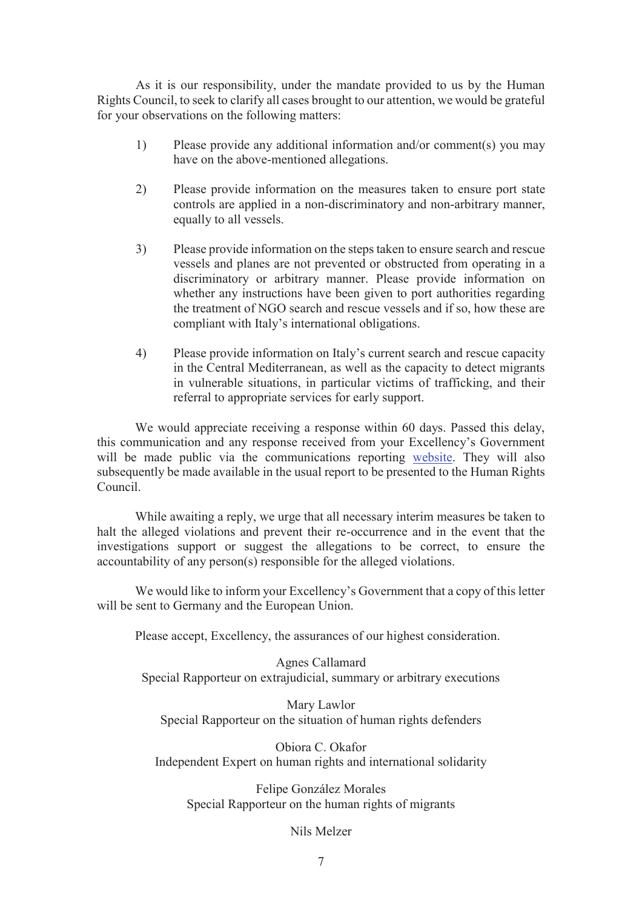As it is our responsibility, under the mandate provided to us by the Human Rights Council, to seek to clarify all cases brought to our attention, we would be grateful for your observations on the following matters:

1) Please provide any additional information and/or comment(s) you may have on the above-mentioned allegations.

2) Please provide information on the measures taken to ensure port state controls are applied in a non-discriminatory and non-arbitrary manner, equally to all vessels.

3) Please provide information on the steps taken to ensure search and rescue vessels and planes are not prevented or obstructed from operating in a discriminatory or arbitrary manner. Please provide information on whether any instructions have been given to port authorities regarding the treatment of NGO search and rescue vessels and if so, how these are compliant with Italy's international obligations.

4) Please provide information on Italy's current search and rescue capacity in the Central Mediterranean, as well as the capacity to detect migrants in vulnerable situations, in particular victims of trafficking, and their referral to appropriate services for early support.

We would appreciate receiving a response within 60 days. Passed this delay, this communication and any response received from your Excellency's Government will be made public via the communications reporting website. They will also subsequently be made available in the usual report to be presented to the Human Rights Council.

While awaiting a reply, we urge that all necessary interim measures be taken to halt the alleged violations and prevent their re-occurrence and in the event that the investigations support or suggest the allegations to be correct, to ensure the accountability of any person(s) responsible for the alleged violations.

We would like to inform your Excellency's Government that a copy of this letter will be sent to Germany and the European Union.

Please accept, Excellency, the assurances of our highest consideration.

Agnes Callamard
Special Rapporteur on extrajudicial, summary or arbitrary executions

Mary Lawlor
Special Rapporteur on the situation of human rights defenders

Obiora C. Okafor
Independent Expert on human rights and international solidarity

Felipe González Morales
Special Rapporteur on the human rights of migrants

Nils Melzer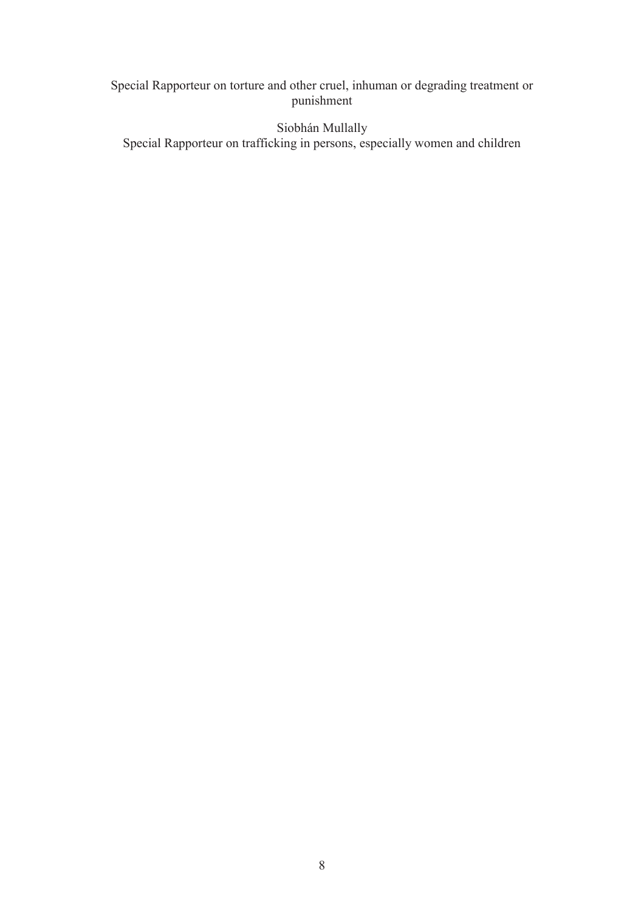Special Rapporteur on torture and other cruel, inhuman or degrading treatment or punishment

Siobhán Mullally
Special Rapporteur on trafficking in persons, especially women and children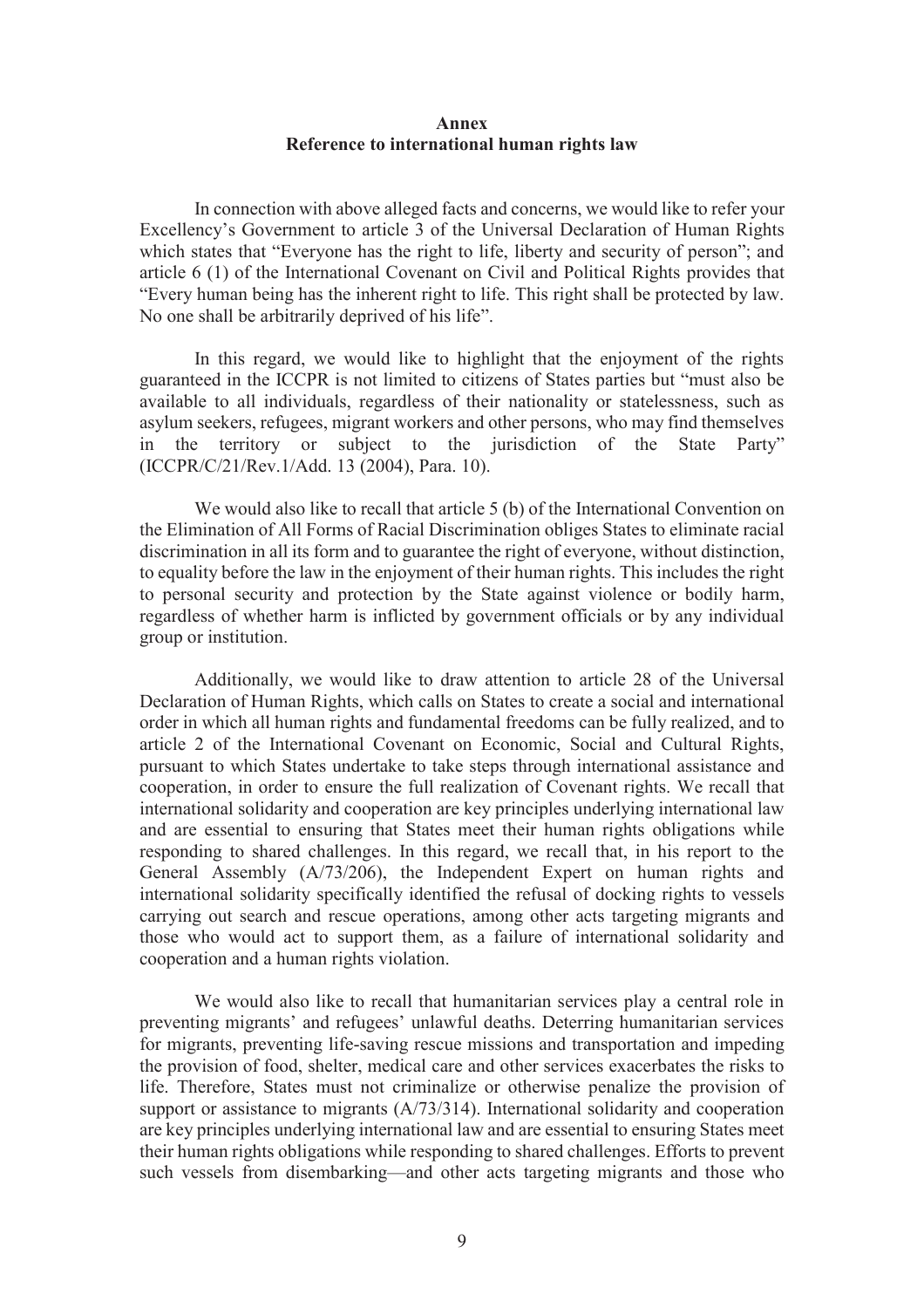**Annex**
**Reference to international human rights law**

In connection with above alleged facts and concerns, we would like to refer your Excellency's Government to article 3 of the Universal Declaration of Human Rights which states that "Everyone has the right to life, liberty and security of person"; and article 6 (1) of the International Covenant on Civil and Political Rights provides that "Every human being has the inherent right to life. This right shall be protected by law. No one shall be arbitrarily deprived of his life".

In this regard, we would like to highlight that the enjoyment of the rights guaranteed in the ICCPR is not limited to citizens of States parties but "must also be available to all individuals, regardless of their nationality or statelessness, such as asylum seekers, refugees, migrant workers and other persons, who may find themselves in the territory or subject to the jurisdiction of the State Party" (ICCPR/C/21/Rev.1/Add. 13 (2004), Para. 10).

We would also like to recall that article 5 (b) of the International Convention on the Elimination of All Forms of Racial Discrimination obliges States to eliminate racial discrimination in all its form and to guarantee the right of everyone, without distinction, to equality before the law in the enjoyment of their human rights. This includes the right to personal security and protection by the State against violence or bodily harm, regardless of whether harm is inflicted by government officials or by any individual group or institution.

Additionally, we would like to draw attention to article 28 of the Universal Declaration of Human Rights, which calls on States to create a social and international order in which all human rights and fundamental freedoms can be fully realized, and to article 2 of the International Covenant on Economic, Social and Cultural Rights, pursuant to which States undertake to take steps through international assistance and cooperation, in order to ensure the full realization of Covenant rights. We recall that international solidarity and cooperation are key principles underlying international law and are essential to ensuring that States meet their human rights obligations while responding to shared challenges. In this regard, we recall that, in his report to the General Assembly (A/73/206), the Independent Expert on human rights and international solidarity specifically identified the refusal of docking rights to vessels carrying out search and rescue operations, among other acts targeting migrants and those who would act to support them, as a failure of international solidarity and cooperation and a human rights violation.

We would also like to recall that humanitarian services play a central role in preventing migrants' and refugees' unlawful deaths. Deterring humanitarian services for migrants, preventing life-saving rescue missions and transportation and impeding the provision of food, shelter, medical care and other services exacerbates the risks to life. Therefore, States must not criminalize or otherwise penalize the provision of support or assistance to migrants (A/73/314). International solidarity and cooperation are key principles underlying international law and are essential to ensuring States meet their human rights obligations while responding to shared challenges. Efforts to prevent such vessels from disembarking—and other acts targeting migrants and those who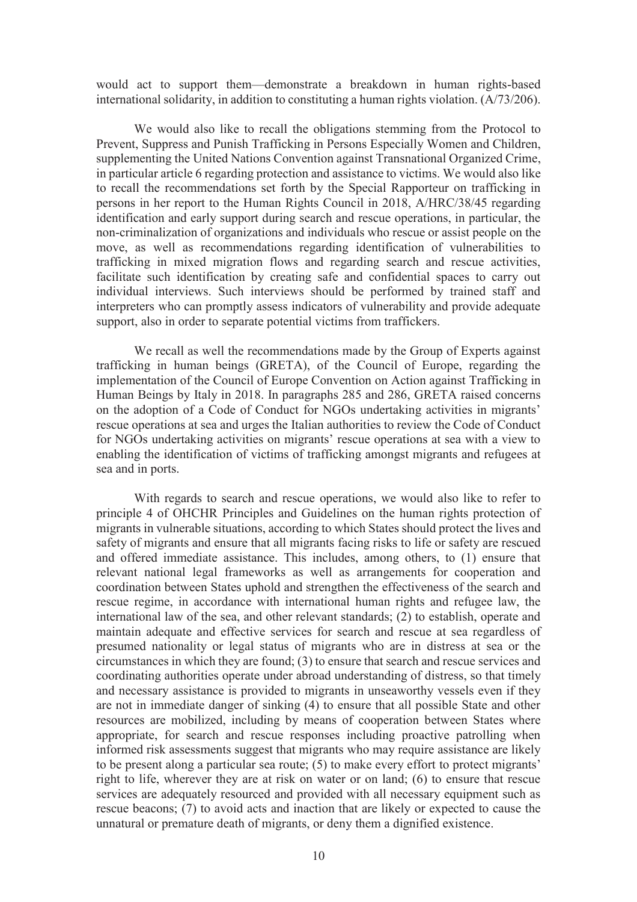would act to support them—demonstrate a breakdown in human rights-based international solidarity, in addition to constituting a human rights violation. (A/73/206).

We would also like to recall the obligations stemming from the Protocol to Prevent, Suppress and Punish Trafficking in Persons Especially Women and Children, supplementing the United Nations Convention against Transnational Organized Crime, in particular article 6 regarding protection and assistance to victims. We would also like to recall the recommendations set forth by the Special Rapporteur on trafficking in persons in her report to the Human Rights Council in 2018, A/HRC/38/45 regarding identification and early support during search and rescue operations, in particular, the non-criminalization of organizations and individuals who rescue or assist people on the move, as well as recommendations regarding identification of vulnerabilities to trafficking in mixed migration flows and regarding search and rescue activities, facilitate such identification by creating safe and confidential spaces to carry out individual interviews. Such interviews should be performed by trained staff and interpreters who can promptly assess indicators of vulnerability and provide adequate support, also in order to separate potential victims from traffickers.

We recall as well the recommendations made by the Group of Experts against trafficking in human beings (GRETA), of the Council of Europe, regarding the implementation of the Council of Europe Convention on Action against Trafficking in Human Beings by Italy in 2018. In paragraphs 285 and 286, GRETA raised concerns on the adoption of a Code of Conduct for NGOs undertaking activities in migrants' rescue operations at sea and urges the Italian authorities to review the Code of Conduct for NGOs undertaking activities on migrants' rescue operations at sea with a view to enabling the identification of victims of trafficking amongst migrants and refugees at sea and in ports.

With regards to search and rescue operations, we would also like to refer to principle 4 of OHCHR Principles and Guidelines on the human rights protection of migrants in vulnerable situations, according to which States should protect the lives and safety of migrants and ensure that all migrants facing risks to life or safety are rescued and offered immediate assistance. This includes, among others, to (1) ensure that relevant national legal frameworks as well as arrangements for cooperation and coordination between States uphold and strengthen the effectiveness of the search and rescue regime, in accordance with international human rights and refugee law, the international law of the sea, and other relevant standards; (2) to establish, operate and maintain adequate and effective services for search and rescue at sea regardless of presumed nationality or legal status of migrants who are in distress at sea or the circumstances in which they are found; (3) to ensure that search and rescue services and coordinating authorities operate under abroad understanding of distress, so that timely and necessary assistance is provided to migrants in unseaworthy vessels even if they are not in immediate danger of sinking (4) to ensure that all possible State and other resources are mobilized, including by means of cooperation between States where appropriate, for search and rescue responses including proactive patrolling when informed risk assessments suggest that migrants who may require assistance are likely to be present along a particular sea route; (5) to make every effort to protect migrants' right to life, wherever they are at risk on water or on land; (6) to ensure that rescue services are adequately resourced and provided with all necessary equipment such as rescue beacons; (7) to avoid acts and inaction that are likely or expected to cause the unnatural or premature death of migrants, or deny them a dignified existence.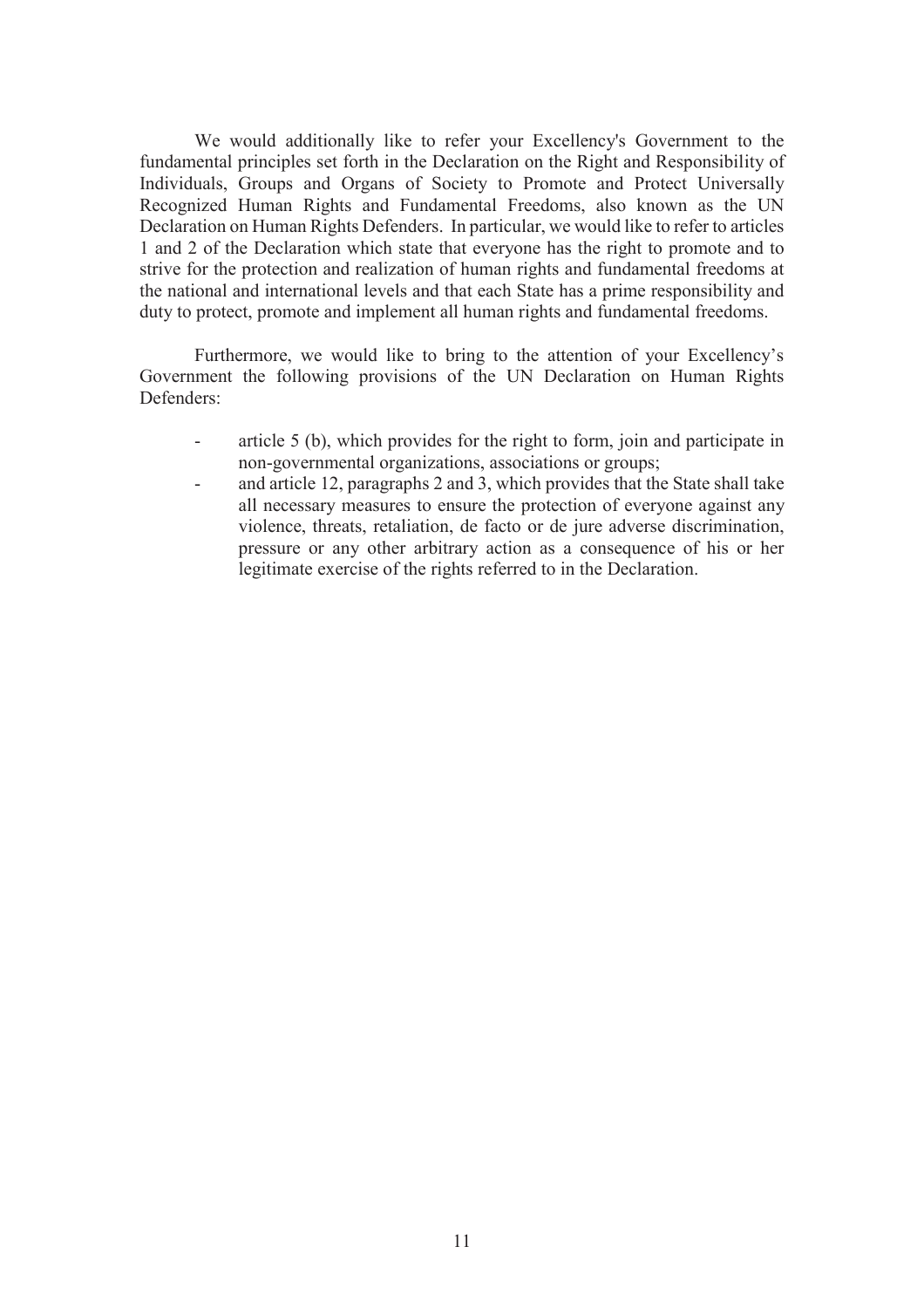We would additionally like to refer your Excellency's Government to the fundamental principles set forth in the Declaration on the Right and Responsibility of Individuals, Groups and Organs of Society to Promote and Protect Universally Recognized Human Rights and Fundamental Freedoms, also known as the UN Declaration on Human Rights Defenders. In particular, we would like to refer to articles 1 and 2 of the Declaration which state that everyone has the right to promote and to strive for the protection and realization of human rights and fundamental freedoms at the national and international levels and that each State has a prime responsibility and duty to protect, promote and implement all human rights and fundamental freedoms.

Furthermore, we would like to bring to the attention of your Excellency's Government the following provisions of the UN Declaration on Human Rights Defenders:

- article 5 (b), which provides for the right to form, join and participate in non-governmental organizations, associations or groups;
- and article 12, paragraphs 2 and 3, which provides that the State shall take all necessary measures to ensure the protection of everyone against any violence, threats, retaliation, de facto or de jure adverse discrimination, pressure or any other arbitrary action as a consequence of his or her legitimate exercise of the rights referred to in the Declaration.